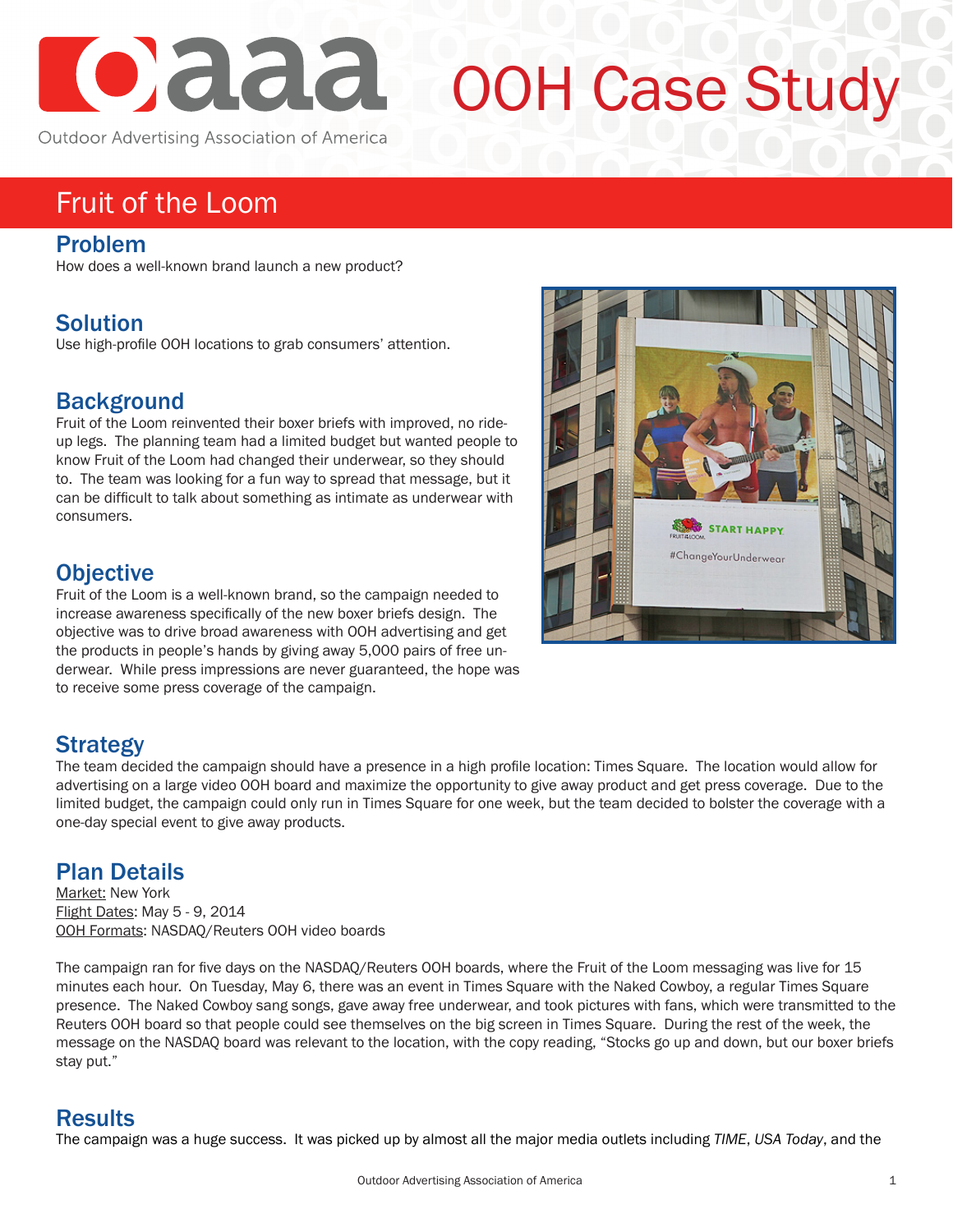# OOH Case Study

Outdoor Advertising Association of America

## Fruit of the Loom

### Problem

How does a well-known brand launch a new product?

### Solution

Use high-profile OOH locations to grab consumers' attention.

### Background

Fruit of the Loom reinvented their boxer briefs with improved, no ride-up legs. The planning team had a limited budget but wanted people to know Fruit of the Loom had changed their underwear, so they should to. The team was looking for a fun way to spread that message, but it can be difficult to talk about something as intimate as underwear with consumers.

### Objective

Fruit of the Loom is a well-known brand, so the campaign needed to increase awareness specifically of the new boxer briefs design. The objective was to drive broad awareness with OOH advertising and get the products in people's hands by giving away 5,000 pairs of free underwear. While press impressions are never guaranteed, the hope was to receive some press coverage of the campaign.

### Strategy

The team decided the campaign should have a presence in a high profile location: Times Square. The location would allow for advertising on a large video OOH board and maximize the opportunity to give away product and get press coverage. Due to the limited budget, the campaign could only run in Times Square for one week, but the team decided to bolster the coverage with a one-day special event to give away products.

### Plan Details

Market: New York
Flight Dates: May 5 - 9, 2014
OOH Formats: NASDAQ/Reuters OOH video boards

The campaign ran for five days on the NASDAQ/Reuters OOH boards, where the Fruit of the Loom messaging was live for 15 minutes each hour. On Tuesday, May 6, there was an event in Times Square with the Naked Cowboy, a regular Times Square presence. The Naked Cowboy sang songs, gave away free underwear, and took pictures with fans, which were transmitted to the Reuters OOH board so that people could see themselves on the big screen in Times Square. During the rest of the week, the message on the NASDAQ board was relevant to the location, with the copy reading, "Stocks go up and down, but our boxer briefs stay put."

### Results

The campaign was a huge success. It was picked up by almost all the major media outlets including *TIME*, *USA Today*, and the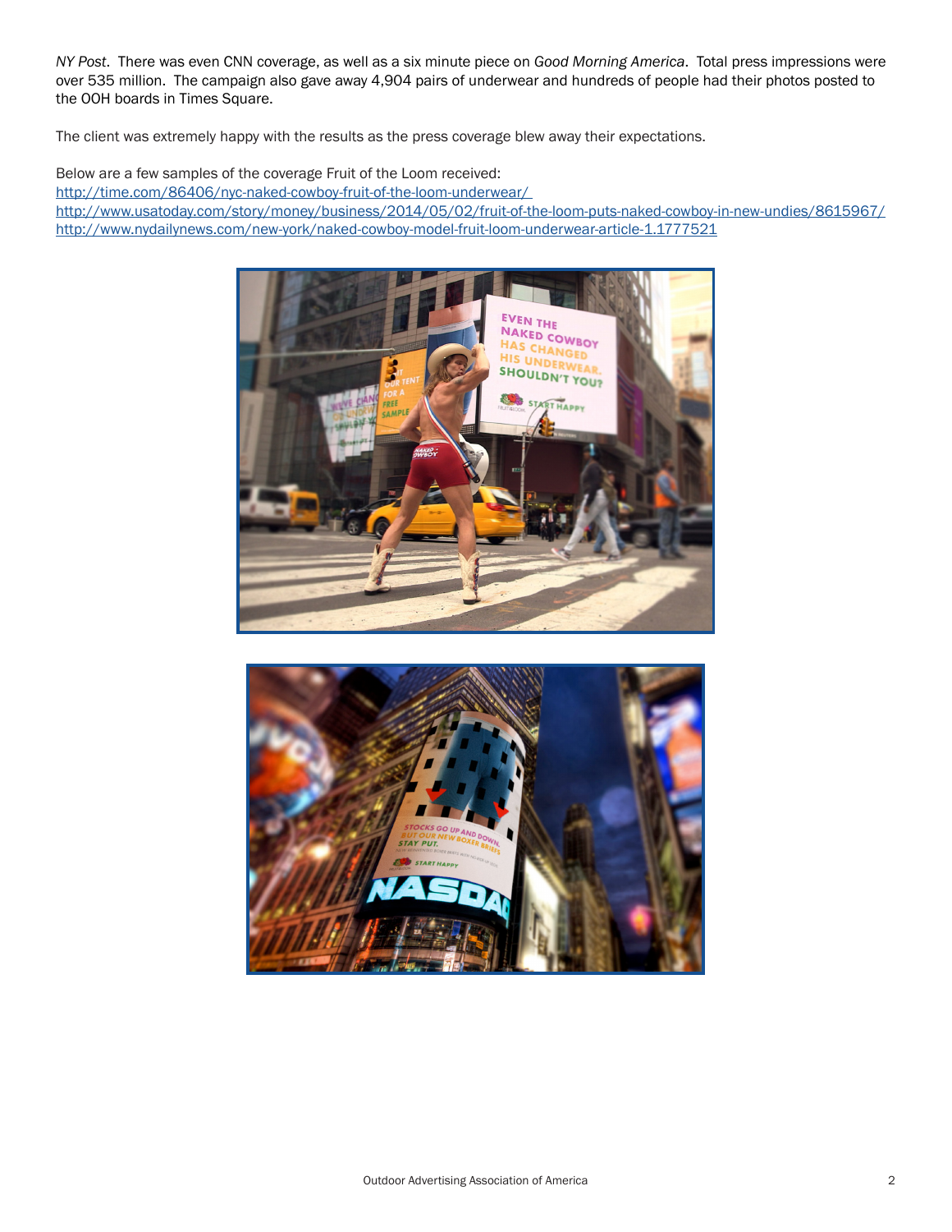*NY Post*. There was even CNN coverage, as well as a six minute piece on *Good Morning America*. Total press impressions were over 535 million. The campaign also gave away 4,904 pairs of underwear and hundreds of people had their photos posted to the OOH boards in Times Square.

The client was extremely happy with the results as the press coverage blew away their expectations.

Below are a few samples of the coverage Fruit of the Loom received:
http://time.com/86406/nyc-naked-cowboy-fruit-of-the-loom-underwear/
http://www.usatoday.com/story/money/business/2014/05/02/fruit-of-the-loom-puts-naked-cowboy-in-new-undies/8615967/
http://www.nydailynews.com/new-york/naked-cowboy-model-fruit-loom-underwear-article-1.1777521